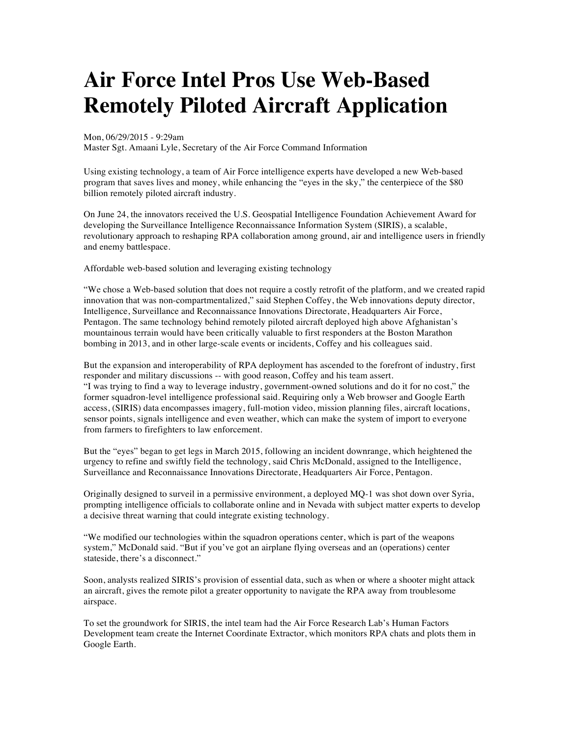# Air Force Intel Pros Use Web-Based Remotely Piloted Aircraft Application

Mon, 06/29/2015 - 9:29am
Master Sgt. Amaani Lyle, Secretary of the Air Force Command Information

Using existing technology, a team of Air Force intelligence experts have developed a new Web-based program that saves lives and money, while enhancing the "eyes in the sky," the centerpiece of the $80 billion remotely piloted aircraft industry.

On June 24, the innovators received the U.S. Geospatial Intelligence Foundation Achievement Award for developing the Surveillance Intelligence Reconnaissance Information System (SIRIS), a scalable, revolutionary approach to reshaping RPA collaboration among ground, air and intelligence users in friendly and enemy battlespace.

Affordable web-based solution and leveraging existing technology

"We chose a Web-based solution that does not require a costly retrofit of the platform, and we created rapid innovation that was non-compartmentalized," said Stephen Coffey, the Web innovations deputy director, Intelligence, Surveillance and Reconnaissance Innovations Directorate, Headquarters Air Force, Pentagon. The same technology behind remotely piloted aircraft deployed high above Afghanistan's mountainous terrain would have been critically valuable to first responders at the Boston Marathon bombing in 2013, and in other large-scale events or incidents, Coffey and his colleagues said.

But the expansion and interoperability of RPA deployment has ascended to the forefront of industry, first responder and military discussions -- with good reason, Coffey and his team assert.
"I was trying to find a way to leverage industry, government-owned solutions and do it for no cost," the former squadron-level intelligence professional said. Requiring only a Web browser and Google Earth access, (SIRIS) data encompasses imagery, full-motion video, mission planning files, aircraft locations, sensor points, signals intelligence and even weather, which can make the system of import to everyone from farmers to firefighters to law enforcement.

But the "eyes" began to get legs in March 2015, following an incident downrange, which heightened the urgency to refine and swiftly field the technology, said Chris McDonald, assigned to the Intelligence, Surveillance and Reconnaissance Innovations Directorate, Headquarters Air Force, Pentagon.

Originally designed to surveil in a permissive environment, a deployed MQ-1 was shot down over Syria, prompting intelligence officials to collaborate online and in Nevada with subject matter experts to develop a decisive threat warning that could integrate existing technology.

"We modified our technologies within the squadron operations center, which is part of the weapons system," McDonald said. "But if you've got an airplane flying overseas and an (operations) center stateside, there's a disconnect."

Soon, analysts realized SIRIS's provision of essential data, such as when or where a shooter might attack an aircraft, gives the remote pilot a greater opportunity to navigate the RPA away from troublesome airspace.

To set the groundwork for SIRIS, the intel team had the Air Force Research Lab's Human Factors Development team create the Internet Coordinate Extractor, which monitors RPA chats and plots them in Google Earth.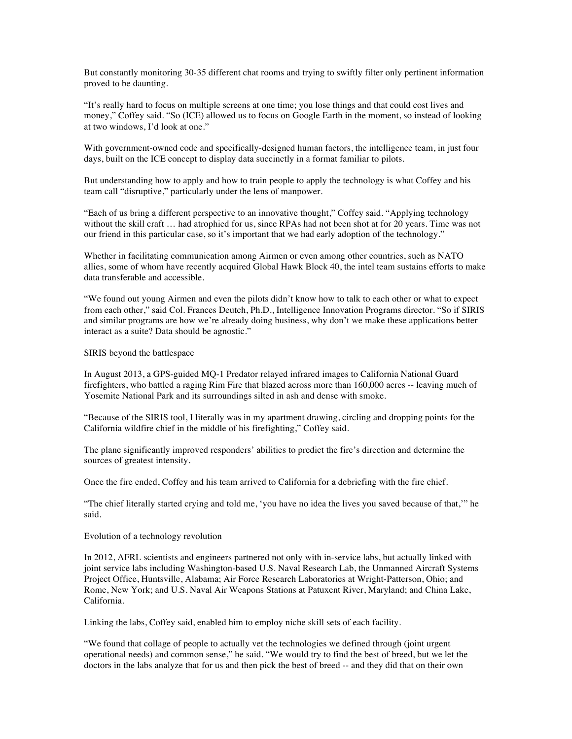But constantly monitoring 30-35 different chat rooms and trying to swiftly filter only pertinent information proved to be daunting.

"It's really hard to focus on multiple screens at one time; you lose things and that could cost lives and money," Coffey said. "So (ICE) allowed us to focus on Google Earth in the moment, so instead of looking at two windows, I'd look at one."

With government-owned code and specifically-designed human factors, the intelligence team, in just four days, built on the ICE concept to display data succinctly in a format familiar to pilots.

But understanding how to apply and how to train people to apply the technology is what Coffey and his team call "disruptive," particularly under the lens of manpower.

"Each of us bring a different perspective to an innovative thought," Coffey said. "Applying technology without the skill craft … had atrophied for us, since RPAs had not been shot at for 20 years. Time was not our friend in this particular case, so it's important that we had early adoption of the technology."

Whether in facilitating communication among Airmen or even among other countries, such as NATO allies, some of whom have recently acquired Global Hawk Block 40, the intel team sustains efforts to make data transferable and accessible.

"We found out young Airmen and even the pilots didn't know how to talk to each other or what to expect from each other," said Col. Frances Deutch, Ph.D., Intelligence Innovation Programs director. "So if SIRIS and similar programs are how we're already doing business, why don't we make these applications better interact as a suite? Data should be agnostic."

## SIRIS beyond the battlespace

In August 2013, a GPS-guided MQ-1 Predator relayed infrared images to California National Guard firefighters, who battled a raging Rim Fire that blazed across more than 160,000 acres -- leaving much of Yosemite National Park and its surroundings silted in ash and dense with smoke.

"Because of the SIRIS tool, I literally was in my apartment drawing, circling and dropping points for the California wildfire chief in the middle of his firefighting," Coffey said.

The plane significantly improved responders' abilities to predict the fire's direction and determine the sources of greatest intensity.

Once the fire ended, Coffey and his team arrived to California for a debriefing with the fire chief.

"The chief literally started crying and told me, 'you have no idea the lives you saved because of that,'" he said.

## Evolution of a technology revolution

In 2012, AFRL scientists and engineers partnered not only with in-service labs, but actually linked with joint service labs including Washington-based U.S. Naval Research Lab, the Unmanned Aircraft Systems Project Office, Huntsville, Alabama; Air Force Research Laboratories at Wright-Patterson, Ohio; and Rome, New York; and U.S. Naval Air Weapons Stations at Patuxent River, Maryland; and China Lake, California.

Linking the labs, Coffey said, enabled him to employ niche skill sets of each facility.

"We found that collage of people to actually vet the technologies we defined through (joint urgent operational needs) and common sense," he said. "We would try to find the best of breed, but we let the doctors in the labs analyze that for us and then pick the best of breed -- and they did that on their own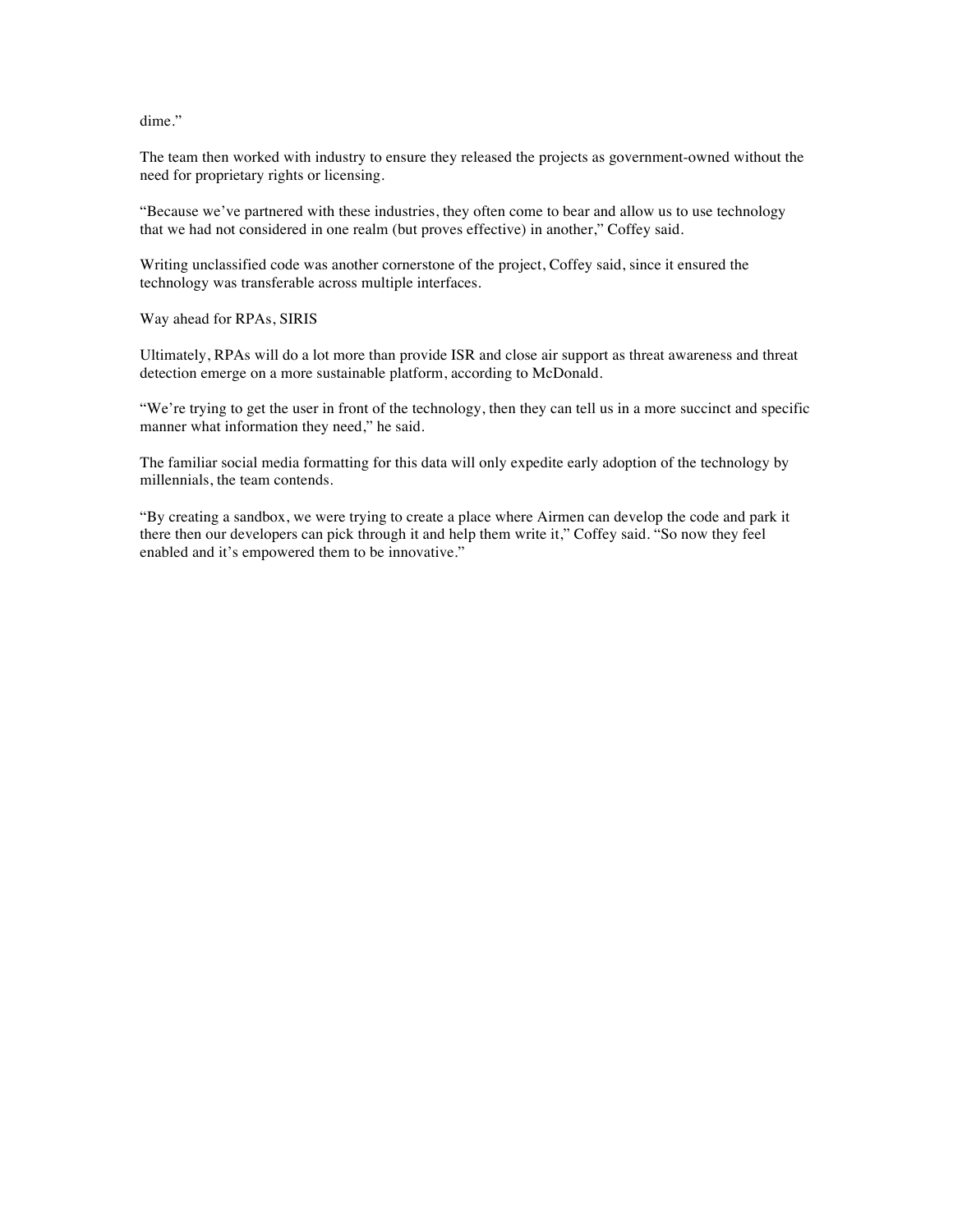dime."

The team then worked with industry to ensure they released the projects as government-owned without the need for proprietary rights or licensing.

"Because we've partnered with these industries, they often come to bear and allow us to use technology that we had not considered in one realm (but proves effective) in another," Coffey said.

Writing unclassified code was another cornerstone of the project, Coffey said, since it ensured the technology was transferable across multiple interfaces.

## Way ahead for RPAs, SIRIS

Ultimately, RPAs will do a lot more than provide ISR and close air support as threat awareness and threat detection emerge on a more sustainable platform, according to McDonald.

"We're trying to get the user in front of the technology, then they can tell us in a more succinct and specific manner what information they need," he said.

The familiar social media formatting for this data will only expedite early adoption of the technology by millennials, the team contends.

"By creating a sandbox, we were trying to create a place where Airmen can develop the code and park it there then our developers can pick through it and help them write it," Coffey said. "So now they feel enabled and it's empowered them to be innovative."